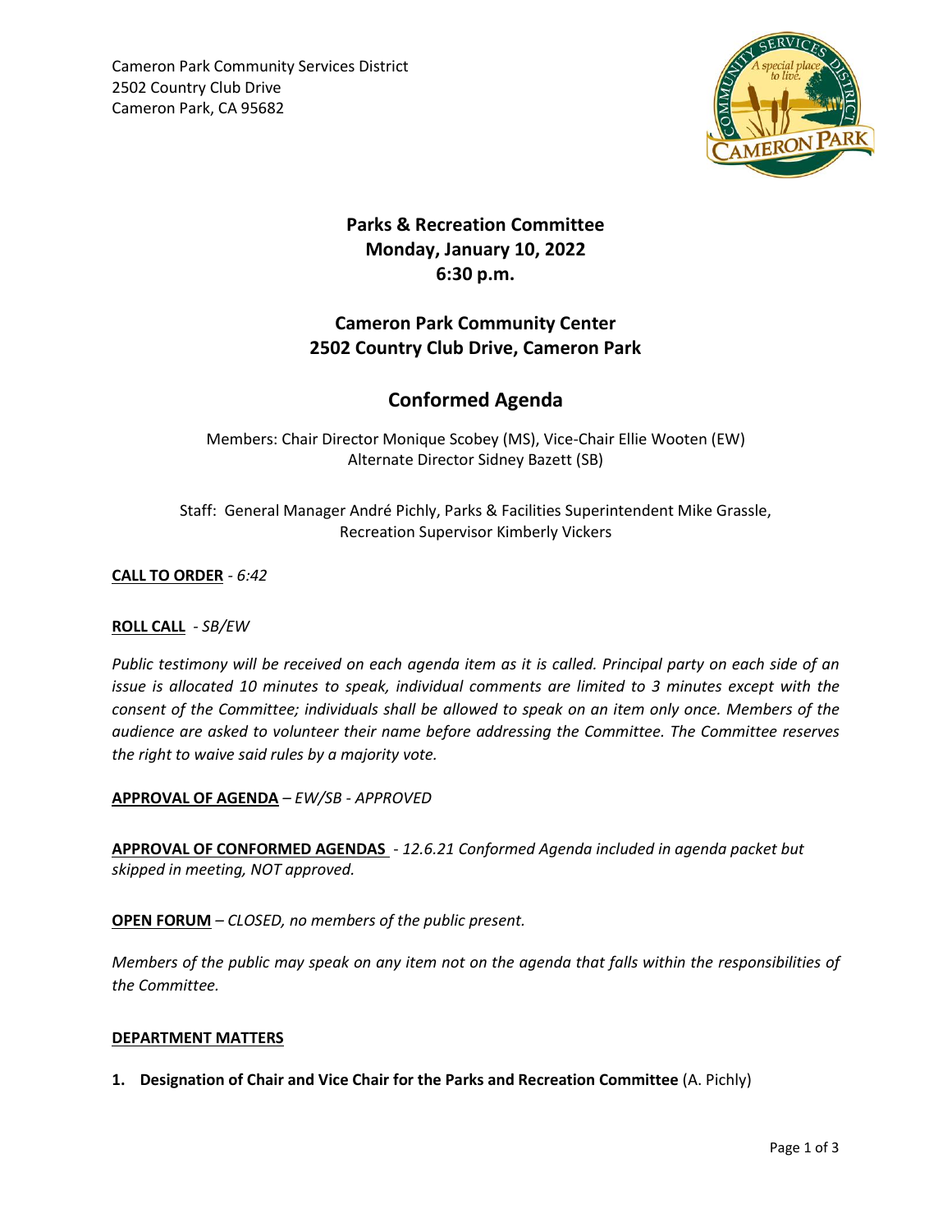Cameron Park Community Services District
2502 Country Club Drive
Cameron Park, CA 95682

# Parks & Recreation Committee
## Monday, January 10, 2022
## 6:30 p.m.

## Cameron Park Community Center
## 2502 Country Club Drive, Cameron Park

# Conformed Agenda

Members: Chair Director Monique Scobey (MS), Vice-Chair Ellie Wooten (EW)
Alternate Director Sidney Bazett (SB)

Staff: General Manager André Pichly, Parks & Facilities Superintendent Mike Grassle, Recreation Supervisor Kimberly Vickers

**CALL TO ORDER** - *6:42*

**ROLL CALL** - *SB/EW*

*Public testimony will be received on each agenda item as it is called. Principal party on each side of an issue is allocated 10 minutes to speak, individual comments are limited to 3 minutes except with the consent of the Committee; individuals shall be allowed to speak on an item only once. Members of the audience are asked to volunteer their name before addressing the Committee. The Committee reserves the right to waive said rules by a majority vote.*

**APPROVAL OF AGENDA** – *EW/SB - APPROVED*

**APPROVAL OF CONFORMED AGENDAS** - *12.6.21 Conformed Agenda included in agenda packet but skipped in meeting, NOT approved.*

**OPEN FORUM** – *CLOSED, no members of the public present.*

*Members of the public may speak on any item not on the agenda that falls within the responsibilities of the Committee.*

**DEPARTMENT MATTERS**

1. **Designation of Chair and Vice Chair for the Parks and Recreation Committee** (A. Pichly)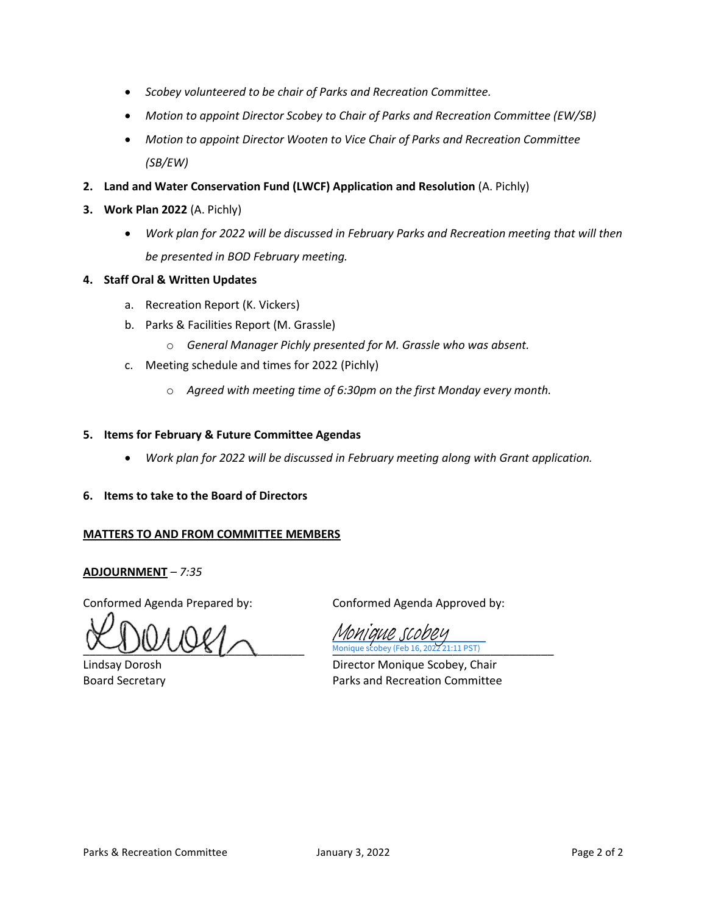- *Scobey volunteered to be chair of Parks and Recreation Committee.*
- *Motion to appoint Director Scobey to Chair of Parks and Recreation Committee (EW/SB)*
- *Motion to appoint Director Wooten to Vice Chair of Parks and Recreation Committee (SB/EW)*

2. **Land and Water Conservation Fund (LWCF) Application and Resolution** (A. Pichly)
3. **Work Plan 2022** (A. Pichly)
    - *Work plan for 2022 will be discussed in February Parks and Recreation meeting that will then be presented in BOD February meeting.*
4. **Staff Oral & Written Updates**
    a. Recreation Report (K. Vickers)
    b. Parks & Facilities Report (M. Grassle)
        - *General Manager Pichly presented for M. Grassle who was absent.*
    c. Meeting schedule and times for 2022 (Pichly)
        - *Agreed with meeting time of 6:30pm on the first Monday every month.*
5. **Items for February & Future Committee Agendas**
    - *Work plan for 2022 will be discussed in February meeting along with Grant application.*
6. **Items to take to the Board of Directors**

**MATTERS TO AND FROM COMMITTEE MEMBERS**

**ADJOURNMENT** – *7:35*

Conformed Agenda Prepared by:

Lindsay Dorosh
Board Secretary

Conformed Agenda Approved by:

Monique scobey
Monique scobey (Feb 16, 2022 21:11 PST)

Director Monique Scobey, Chair
Parks and Recreation Committee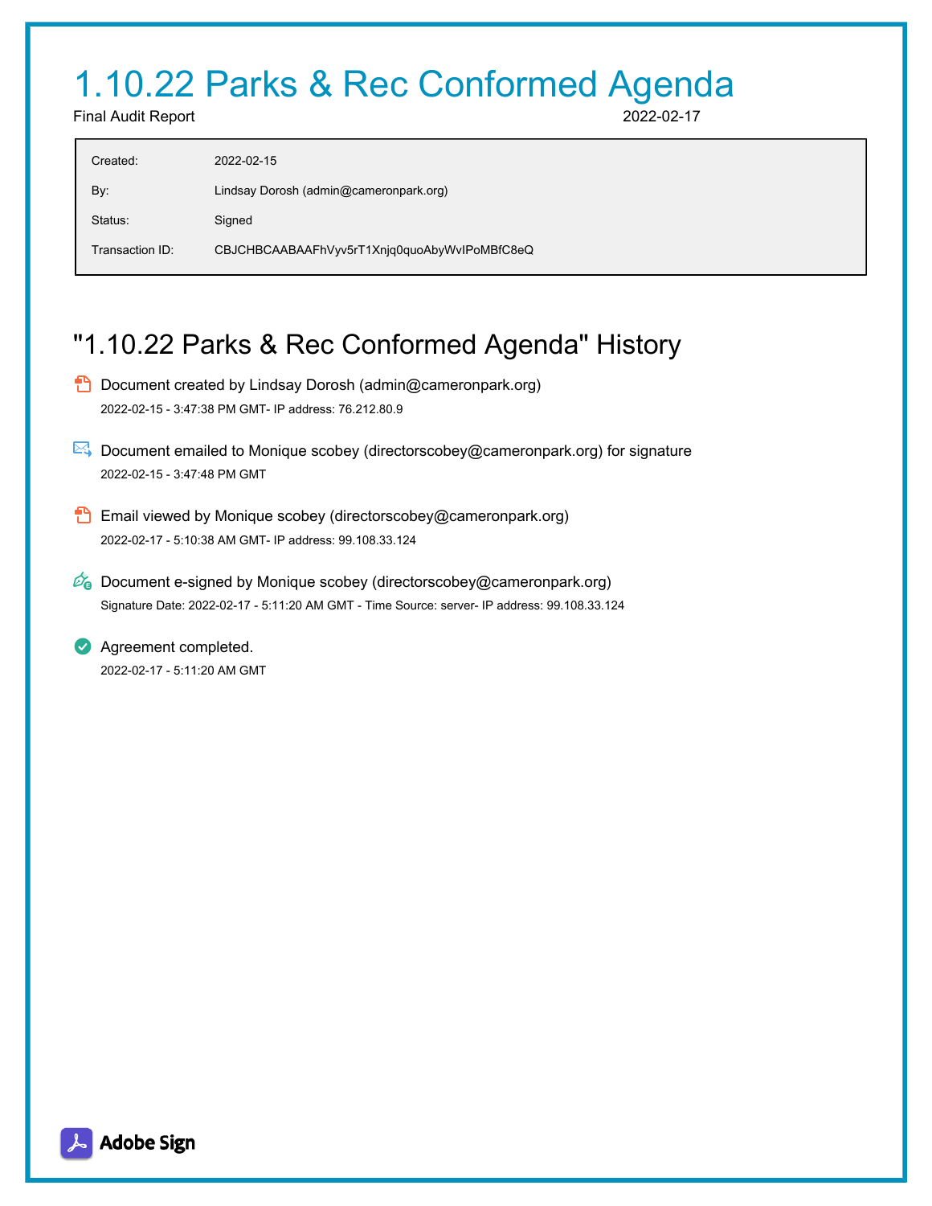# 1.10.22 Parks & Rec Conformed Agenda

Final Audit Report 2022-02-17

| | |
|---|---|
| Created: | 2022-02-15 |
| By: | Lindsay Dorosh (admin@cameronpark.org) |
| Status: | Signed |
| Transaction ID: | CBJCHBCAABAAFhVyv5rT1Xnjq0quoAbyWvIPoMBfC8eQ |

## "1.10.22 Parks & Rec Conformed Agenda" History

- Document created by Lindsay Dorosh (admin@cameronpark.org)
  2022-02-15 - 3:47:38 PM GMT- IP address: 76.212.80.9
- Document emailed to Monique scobey (directorscobey@cameronpark.org) for signature
  2022-02-15 - 3:47:48 PM GMT
- Email viewed by Monique scobey (directorscobey@cameronpark.org)
  2022-02-17 - 5:10:38 AM GMT- IP address: 99.108.33.124
- Document e-signed by Monique scobey (directorscobey@cameronpark.org)
  Signature Date: 2022-02-17 - 5:11:20 AM GMT - Time Source: server- IP address: 99.108.33.124
- Agreement completed.
  2022-02-17 - 5:11:20 AM GMT

Adobe Sign